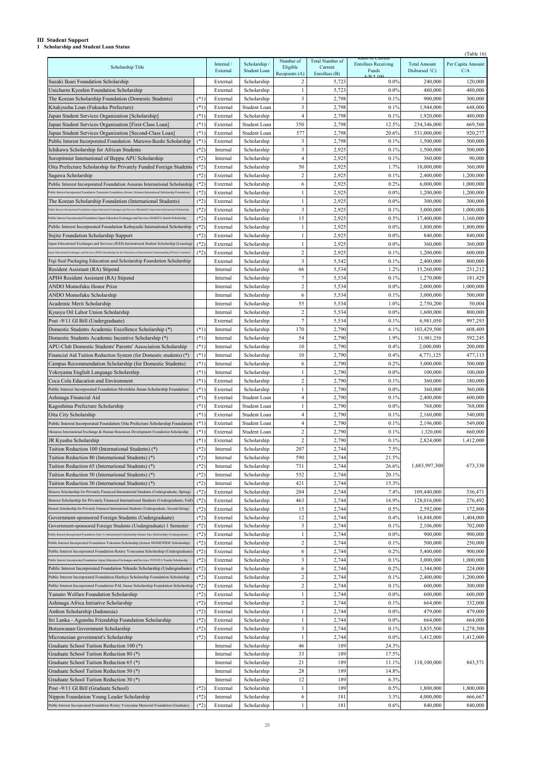# III Student Support

## 1 Scholarship and Student Loan Status

(Table 16)

| Scholarship Title | | Internal / External | Scholarship / Student Loan | Number of Eligible Recipients (A) | Total Number of Current Enrollees (B) | Ratio of Current Enrollees Receiving Funds A/B * 100 | Total Amount Disbursed (C) | Per Capita Amount C/A |
|---|---|---|---|---|---|---|---|---|
| Suzaki Ikuei Foundation Scholarship | | External | Scholarship | 2 | 5,723 | 0.0% | 240,000 | 120,000 |
| Unicharm Kyoshin Foundation Scholarship | | External | Scholarship | 1 | 5,723 | 0.0% | 480,000 | 480,000 |
| The Korean Scholarship Foundation (Domestic Students) | (*1) | External | Scholarship | 3 | 2,798 | 0.1% | 900,000 | 300,000 |
| Kitakyushu Loan (Fukuoka Prefecture) | (*1) | External | Student Loan | 3 | 2,798 | 0.1% | 1,944,000 | 648,000 |
| Japan Student Services Organization [Scholarship] | (*1) | External | Scholarship | 4 | 2,798 | 0.1% | 1,920,000 | 480,000 |
| Japan Student Services Organization [First-Class Loan] | (*1) | External | Student Loan | 350 | 2,798 | 12.5% | 234,346,000 | 669,560 |
| Japan Student Services Organization [Second-Class Loan] | (*1) | External | Student Loan | 577 | 2,798 | 20.6% | 531,000,000 | 920,277 |
| Public Interest Incorporated Foundation Maruwa-Ikushi Scholarship | (*1) | External | Scholarship | 3 | 2,798 | 0.1% | 1,500,000 | 500,000 |
| Ichikawa Scholarship for African Students | (*2) | Internal | Scholarship | 3 | 2,925 | 0.1% | 1,500,000 | 500,000 |
| Soroptimist International of Beppu APU Scholarship | (*2) | Internal | Scholarship | 4 | 2,925 | 0.1% | 360,000 | 90,000 |
| Oita Prefecture Scholarship for Privately Funded Foreign Students | (*2) | External | Scholarship | 50 | 2,925 | 1.7% | 18,000,000 | 360,000 |
| Sagawa Scholarship | (*2) | External | Scholarship | 2 | 2,925 | 0.1% | 2,400,000 | 1,200,000 |
| Public Interest Incorporated Foundation Assuran International Scholarship | (*2) | External | Scholarship | 6 | 2,925 | 0.2% | 6,000,000 | 1,000,000 |
| Public Interest Incorporated Foundation Tatsunoko Foundation (former Akimoto International Scholarship Foundation) | (*2) | External | Scholarship | 1 | 2,925 | 0.0% | 1,200,000 | 1,200,000 |
| The Korean Scholarship Foundation (International Students) | (*2) | External | Scholarship | 1 | 2,925 | 0.0% | 300,000 | 300,000 |
| Public Interest Incorporated Foundation Japan Education Exchanges and Services Mitsubishi Corporation International Scholarship | (*2) | External | Scholarship | 3 | 2,925 | 0.1% | 3,000,000 | 1,000,000 |
| Public Interest Incorporated Foundation Japan Education Exchanges and Services MAKITA Jinichi Scholarship | (*2) | External | Scholarship | 15 | 2,925 | 0.5% | 17,400,000 | 1,160,000 |
| Public Interest Incorporated Foundation Kobayashi International Scholarship | (*2) | External | Scholarship | 1 | 2,925 | 0.0% | 1,800,000 | 1,800,000 |
| Sojitz Foundation Scholarship Support | (*2) | External | Scholarship | 1 | 2,925 | 0.0% | 840,000 | 840,000 |
| Japan Educational Exchanges and Services (JEES) International Student Scholarship (Learning) | (*2) | External | Scholarship | 1 | 2,925 | 0.0% | 360,000 | 360,000 |
| Japan Educational Exchanges and Services (JEES) Scholarship for the Promotion of International Understanding (Priority Countries) | (*2) | External | Scholarship | 2 | 2,925 | 0.1% | 1,200,000 | 600,000 |
| Fuji Seal Packaging Education and Scholarship Foundation Scholarship | | External | Scholarship | 3 | 5,542 | 0.1% | 2,400,000 | 800,000 |
| Resident Assistant (RA) Stipend | | Internal | Scholarship | 66 | 5,534 | 1.2% | 15,260,000 | 231,212 |
| APH4 Resident Assistant (RA) Stipend | | Internal | Scholarship | 7 | 5,534 | 0.1% | 1,270,000 | 181,429 |
| ANDO Momofuku Honor Prize | | Internal | Scholarship | 2 | 5,534 | 0.0% | 2,000,000 | 1,000,000 |
| ANDO Momofuku Scholarship | | Internal | Scholarship | 6 | 5,534 | 0.1% | 3,000,000 | 500,000 |
| Academic Merit Scholarship | | Internal | Scholarship | 55 | 5,534 | 1.0% | 2,750,200 | 50,004 |
| Kyusyu Oil Labor Union Scholarship | | Internal | Scholarship | 2 | 5,534 | 0.0% | 1,600,000 | 800,000 |
| Post -9/11 GI Bill (Undergraduate) | | External | Scholarship | 7 | 5,534 | 0.1% | 6,981,050 | 997,293 |
| Domestic Students Academic Excellence Scholarship (*) | (*1) | Internal | Scholarship | 170 | 2,790 | 6.1% | 103,429,500 | 608,409 |
| Domestic Students Academic Incentive Scholarship (*) | (*1) | Internal | Scholarship | 54 | 2,790 | 1.9% | 31,981,250 | 592,245 |
| APU-Club Domestic Students' Parents' Association Scholarship | (*1) | Internal | Scholarship | 10 | 2,790 | 0.4% | 2,000,000 | 200,000 |
| Financial Aid Tuition Reduction System (for Domestic students) (*) | (*1) | Internal | Scholarship | 10 | 2,790 | 0.4% | 4,771,125 | 477,113 |
| Campus Recommendation Scholarship (for Domestic Students) | (*1) | Internal | Scholarship | 6 | 2,790 | 0.2% | 3,000,000 | 500,000 |
| Yokoyama English Language Scholarship | (*1) | Internal | Scholarship | 1 | 2,790 | 0.0% | 100,000 | 100,000 |
| Coca Cola Education and Environment | (*1) | External | Scholarship | 2 | 2,790 | 0.1% | 360,000 | 180,000 |
| Public Interest Incorporated Foundation Morishita Jintan Scholarship Foundation | (*1) | External | Scholarship | 1 | 2,790 | 0.0% | 360,000 | 360,000 |
| Ashinaga Financial Aid | (*1) | External | Student Loan | 4 | 2,790 | 0.1% | 2,400,000 | 600,000 |
| Kagoshima Prefecture Scholarship | (*1) | External | Student Loan | 1 | 2,790 | 0.0% | 768,000 | 768,000 |
| Oita City Scholarship | (*1) | External | Student Loan | 4 | 2,790 | 0.1% | 2,160,000 | 540,000 |
| Public Interest Incorporated Foundation Oita Prefecture Scholarship Foundation | (*1) | External | Student Loan | 4 | 2,790 | 0.1% | 2,196,000 | 549,000 |
| Okinawa International Exchange & Human Resources Development Foundation Scholarship | (*1) | External | Student Loan | 2 | 2,790 | 0.1% | 1,320,000 | 660,000 |
| JR Kyushu Scholarship | (*1) | External | Scholarship | 2 | 2,790 | 0.1% | 2,824,000 | 1,412,000 |
| Tuition Reduction 100 (International Students) (*) | (*2) | Internal | Scholarship | 207 | 2,744 | 7.5% | | |
| Tuition Reduction 80 (International Students) (*) | (*2) | Internal | Scholarship | 590 | 2,744 | 21.5% | | |
| Tuition Reduction 65 (International Students) (*) | (*2) | Internal | Scholarship | 731 | 2,744 | 26.6% | 1,683,997,300 | 673,330 |
| Tuition Reduction 50 (International Students) (*) | (*2) | Internal | Scholarship | 552 | 2,744 | 20.1% | | |
| Tuition Reduction 30 (International Students) (*) | (*2) | Internal | Scholarship | 421 | 2,744 | 15.3% | | |
| Honors Scholarship for Privately Financed International Students (Undergraduate, Spring) | (*2) | External | Scholarship | 204 | 2,744 | 7.4% | 109,440,000 | 536,471 |
| Honors Scholarship for Privately Financed International Students (Undergraduate, Fall) | (*2) | External | Scholarship | 463 | 2,744 | 16.9% | 128,016,000 | 276,492 |
| Honors Scholarship for Privately Financed International Students (Undergraduate, Second-String) | (*2) | External | Scholarship | 15 | 2,744 | 0.5% | 2,592,000 | 172,800 |
| Government-sponsored Foreign Students (Undergraduate) | (*2) | External | Scholarship | 12 | 2,744 | 0.4% | 16,848,000 | 1,404,000 |
| Government-sponsored Foreign Students (Undergraduate) 1 Semester | (*2) | External | Scholarship | 3 | 2,744 | 0.1% | 2,106,000 | 702,000 |
| Public Interest Incorporated Foundation Sato Yo International Scholarship (former Sato Scholarship) (Undergraduate) | (*2) | External | Scholarship | 1 | 2,744 | 0.0% | 900,000 | 900,000 |
| Public Interest Incorporated Foundation Yokoman Scholarship (former HOMEWIDE Scholarship) | (*2) | External | Scholarship | 2 | 2,744 | 0.1% | 500,000 | 250,000 |
| Public Interest Incorporated Foundation Rotary Yoneyama Scholarship (Undergraduate) | (*2) | External | Scholarship | 6 | 2,744 | 0.2% | 5,400,000 | 900,000 |
| Public Interest Incorporated Foundation Japan Education Exchanges and Services TOYOTA Tsusho Scholarship | (*2) | External | Scholarship | 3 | 2,744 | 0.1% | 3,000,000 | 1,000,000 |
| Public Interest Incorporated Foundation Nikaido Scholarship (Undergraduate) | (*2) | External | Scholarship | 6 | 2,744 | 0.2% | 1,344,000 | 224,000 |
| Public Interest Incorporated Foundation Hashiya Scholarship Foundation Scholarship | (*2) | External | Scholarship | 2 | 2,744 | 0.1% | 2,400,000 | 1,200,000 |
| Public Interest Incorporated Foundation PAL Inoue Scholarship Foundation Scholarship | (*2) | External | Scholarship | 2 | 2,744 | 0.1% | 600,000 | 300,000 |
| Yamato Welfare Foundation Scholarship | (*2) | External | Scholarship | 1 | 2,744 | 0.0% | 600,000 | 600,000 |
| Ashinaga Africa Initiative Scholarship | (*2) | External | Scholarship | 2 | 2,744 | 0.1% | 664,000 | 332,000 |
| Ambon Scholarship (Indonesia) | (*2) | External | Scholarship | 1 | 2,744 | 0.0% | 479,000 | 479,000 |
| Sri Lanka - Agonshu Friendship Foundation Scholarship | (*2) | External | Scholarship | 1 | 2,744 | 0.0% | 664,000 | 664,000 |
| Botswanan Government Scholarship | (*2) | External | Scholarship | 3 | 2,744 | 0.1% | 3,835,500 | 1,278,500 |
| Micronesian government's Scholarship | (*2) | External | Scholarship | 1 | 2,744 | 0.0% | 1,412,000 | 1,412,000 |
| Graduate School Tuition Reduction 100 (*) | | Internal | Scholarship | 46 | 189 | 24.3% | | |
| Graduate School Tuition Reduction 80 (*) | | Internal | Scholarship | 33 | 189 | 17.5% | | |
| Graduate School Tuition Reduction 65 (*) | | Internal | Scholarship | 21 | 189 | 11.1% | 118,100,000 | 843,571 |
| Graduate School Tuition Reduction 50 (*) | | Internal | Scholarship | 28 | 189 | 14.8% | | |
| Graduate School Tuition Reduction 30 (*) | | Internal | Scholarship | 12 | 189 | 6.3% | | |
| Post -9/11 GI Bill (Graduate School) | (*2) | External | Scholarship | 1 | 189 | 0.5% | 1,800,000 | 1,800,000 |
| Nippon Foundation Young Leader Scholarship | (*2) | Internal | Scholarship | 6 | 181 | 3.3% | 4,000,000 | 666,667 |
| Public Interest Incorporated Foundation Rotary Yoneyama Memorial Foundation (Graduate) | (*2) | External | Scholarship | 1 | 181 | 0.6% | 840,000 | 840,000 |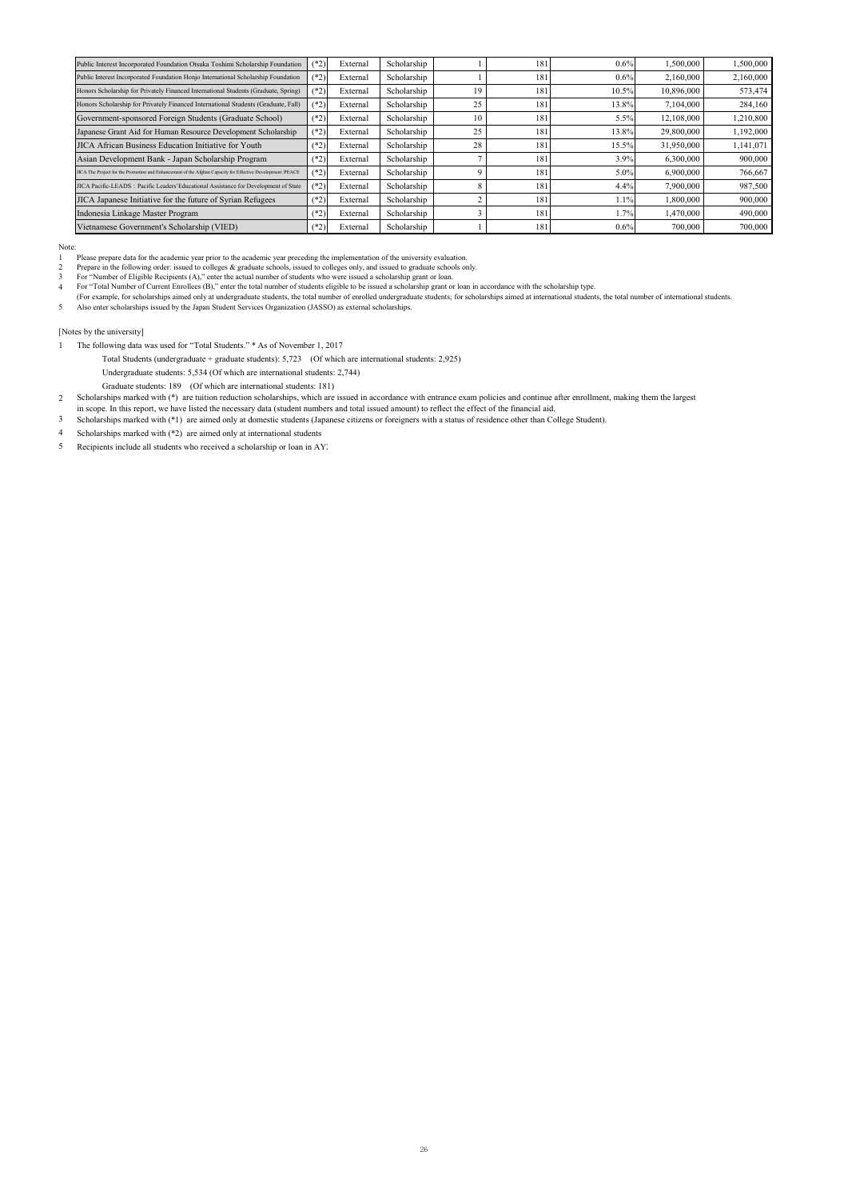| | | | | | | | | |
|---|---|---|---|---|---|---|---|---|
| Public Interest Incorporated Foundation Otsuka Toshimi Scholarship Foundation | (*2) | External | Scholarship | 1 | 181 | 0.6% | 1,500,000 | 1,500,000 |
| Public Interest Incorporated Foundation Honjo International Scholarship Foundation | (*2) | External | Scholarship | 1 | 181 | 0.6% | 2,160,000 | 2,160,000 |
| Honors Scholarship for Privately Financed International Students (Graduate, Spring) | (*2) | External | Scholarship | 19 | 181 | 10.5% | 10,896,000 | 573,474 |
| Honors Scholarship for Privately Financed International Students (Graduate, Fall) | (*2) | External | Scholarship | 25 | 181 | 13.8% | 7,104,000 | 284,160 |
| Government-sponsored Foreign Students (Graduate School) | (*2) | External | Scholarship | 10 | 181 | 5.5% | 12,108,000 | 1,210,800 |
| Japanese Grant Aid for Human Resource Development Scholarship | (*2) | External | Scholarship | 25 | 181 | 13.8% | 29,800,000 | 1,192,000 |
| JICA African Business Education Initiative for Youth | (*2) | External | Scholarship | 28 | 181 | 15.5% | 31,950,000 | 1,141,071 |
| Asian Development Bank - Japan Scholarship Program | (*2) | External | Scholarship | 7 | 181 | 3.9% | 6,300,000 | 900,000 |
| JICA The Project for the Promotion and Enhancement of the Afghan Capacity for Effective Development :PEACE | (*2) | External | Scholarship | 9 | 181 | 5.0% | 6,900,000 | 766,667 |
| JICA Pacific-LEADS：Pacific Leaders' Educational Assistance for Development of State | (*2) | External | Scholarship | 8 | 181 | 4.4% | 7,900,000 | 987,500 |
| JICA Japanese Initiative for the future of Syrian Refugees | (*2) | External | Scholarship | 2 | 181 | 1.1% | 1,800,000 | 900,000 |
| Indonesia Linkage Master Program | (*2) | External | Scholarship | 3 | 181 | 1.7% | 1,470,000 | 490,000 |
| Vietnamese Government's Scholarship (VIED) | (*2) | External | Scholarship | 1 | 181 | 0.6% | 700,000 | 700,000 |

Note:
1 Please prepare data for the academic year prior to the academic year preceding the implementation of the university evaluation.
2 Prepare in the following order: issued to colleges & graduate schools, issued to colleges only, and issued to graduate schools only.
3 For "Number of Eligible Recipients (A)," enter the actual number of students who were issued a scholarship grant or loan.
4 For "Total Number of Current Enrollees (B)," enter the total number of students eligible to be issued a scholarship grant or loan in accordance with the scholarship type.
(For example, for scholarships aimed only at undergraduate students, the total number of enrolled undergraduate students; for scholarships aimed at international students, the total number of international students.
5 Also enter scholarships issued by the Japan Student Services Organization (JASSO) as external scholarships.

[Notes by the university]

1 The following data was used for "Total Students." * As of November 1, 2017
Total Students (undergraduate + graduate students): 5,723 (Of which are international students: 2,925)
Undergraduate students: 5,534 (Of which are international students: 2,744)
Graduate students: 189 (Of which are international students: 181)
2 Scholarships marked with (*) are tuition reduction scholarships, which are issued in accordance with entrance exam policies and continue after enrollment, making them the largest in scope. In this report, we have listed the necessary data (student numbers and total issued amount) to reflect the effect of the financial aid.
3 Scholarships marked with (*1) are aimed only at domestic students (Japanese citizens or foreigners with a status of residence other than College Student).
4 Scholarships marked with (*2) are aimed only at international students
5 Recipients include all students who received a scholarship or loan in AY.